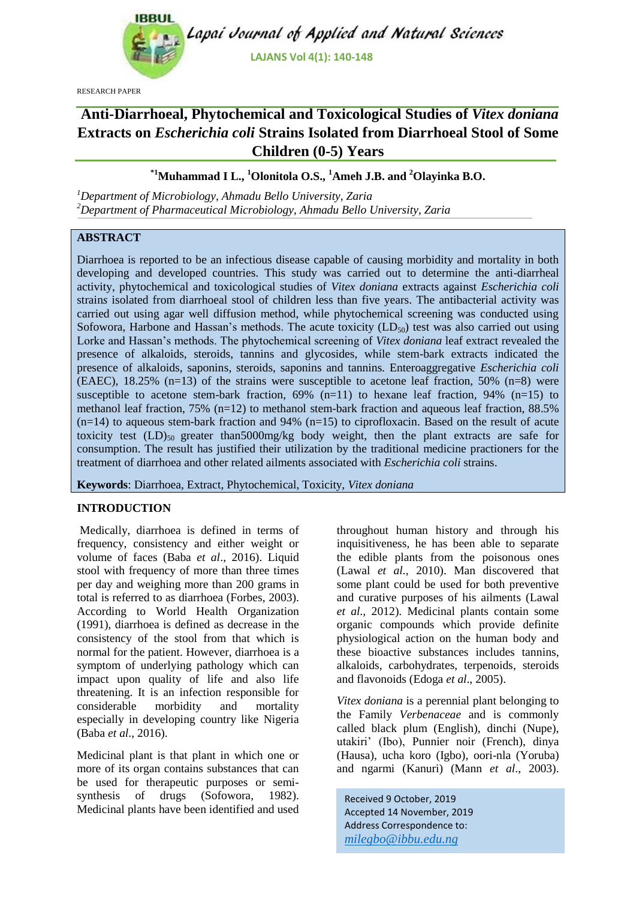RESEARCH PAPER

# Anti-Diarrhoeal, Phytochemical and Toxicological Studies of *Vitex doniana* Extracts on *Escherichia coli* Strains Isolated from Diarrhoeal Stool of Some Children (0-5) Years

**[*1]Muhammad I L., [1]Olonitola O.S., [1]Ameh J.B. and [2]Olayinka B.O.**

[1]*Department of Microbiology, Ahmadu Bello University, Zaria*
[2]*Department of Pharmaceutical Microbiology, Ahmadu Bello University, Zaria*

## ABSTRACT

Diarrhoea is reported to be an infectious disease capable of causing morbidity and mortality in both developing and developed countries. This study was carried out to determine the anti-diarrheal activity, phytochemical and toxicological studies of *Vitex doniana* extracts against *Escherichia coli* strains isolated from diarrhoeal stool of children less than five years. The antibacterial activity was carried out using agar well diffusion method, while phytochemical screening was conducted using Sofowora, Harbone and Hassan's methods. The acute toxicity ($LD_{50}$) test was also carried out using Lorke and Hassan's methods. The phytochemical screening of *Vitex doniana* leaf extract revealed the presence of alkaloids, steroids, tannins and glycosides, while stem-bark extracts indicated the presence of alkaloids, saponins, steroids, saponins and tannins. Enteroaggregative *Escherichia coli* (EAEC), 18.25% (n=13) of the strains were susceptible to acetone leaf fraction, 50% (n=8) were susceptible to acetone stem-bark fraction, 69% (n=11) to hexane leaf fraction, 94% (n=15) to methanol leaf fraction, 75% (n=12) to methanol stem-bark fraction and aqueous leaf fraction, 88.5% (n=14) to aqueous stem-bark fraction and 94% (n=15) to ciprofloxacin. Based on the result of acute toxicity test $(LD)_{50}$ greater than5000mg/kg body weight, then the plant extracts are safe for consumption. The result has justified their utilization by the traditional medicine practioners for the treatment of diarrhoea and other related ailments associated with *Escherichia coli* strains.

**Keywords**: Diarrhoea, Extract, Phytochemical, Toxicity, *Vitex doniana*

## INTRODUCTION

Medically, diarrhoea is defined in terms of frequency, consistency and either weight or volume of faces (Baba *et al*., 2016). Liquid stool with frequency of more than three times per day and weighing more than 200 grams in total is referred to as diarrhoea (Forbes, 2003). According to World Health Organization (1991), diarrhoea is defined as decrease in the consistency of the stool from that which is normal for the patient. However, diarrhoea is a symptom of underlying pathology which can impact upon quality of life and also life threatening. It is an infection responsible for considerable morbidity and mortality especially in developing country like Nigeria (Baba *et al*., 2016).

Medicinal plant is that plant in which one or more of its organ contains substances that can be used for therapeutic purposes or semi-synthesis of drugs (Sofowora, 1982). Medicinal plants have been identified and used throughout human history and through his inquisitiveness, he has been able to separate the edible plants from the poisonous ones (Lawal *et al.,* 2010). Man discovered that some plant could be used for both preventive and curative purposes of his ailments (Lawal *et al*., 2012). Medicinal plants contain some organic compounds which provide definite physiological action on the human body and these bioactive substances includes tannins, alkaloids, carbohydrates, terpenoids, steroids and flavonoids (Edoga *et al*., 2005).

*Vitex doniana* is a perennial plant belonging to the Family *Verbenaceae* and is commonly called black plum (English), dinchi (Nupe), utakiri' (Ibo), Punnier noir (French), dinya (Hausa), ucha koro (Igbo), oori-nla (Yoruba) and ngarmi (Kanuri) (Mann *et al*., 2003).

Received 9 October, 2019
Accepted 14 November, 2019
Address Correspondence to:
*milegbo@ibbu.edu.ng*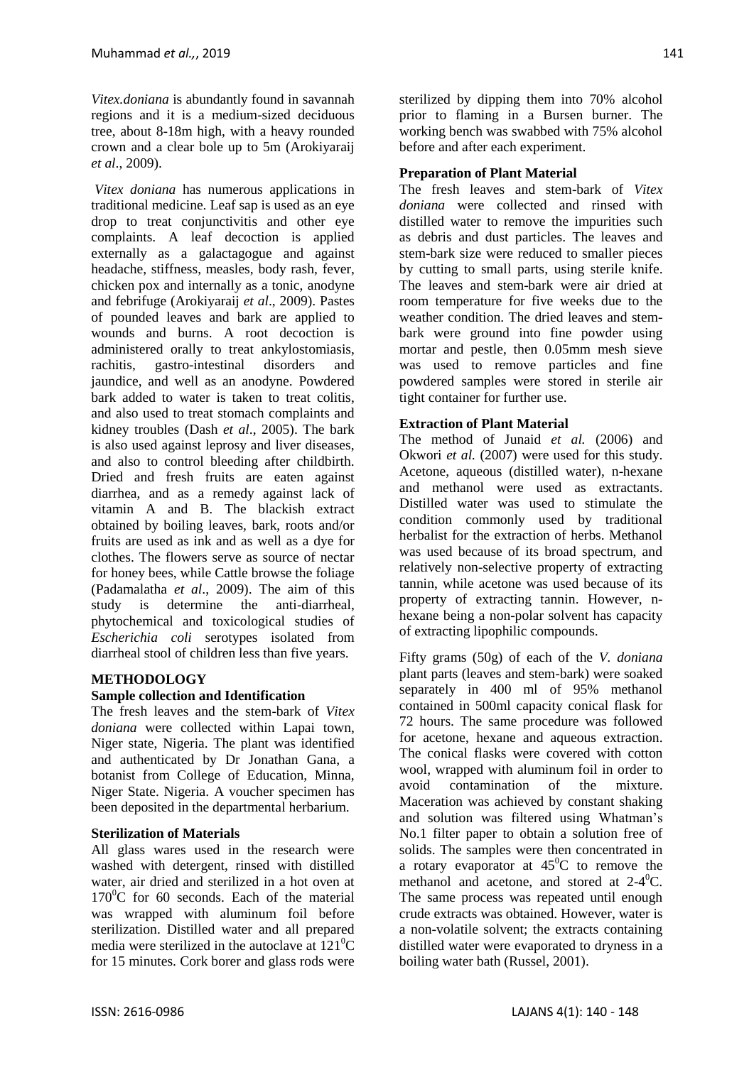*Vitex.doniana* is abundantly found in savannah regions and it is a medium-sized deciduous tree, about 8-18m high, with a heavy rounded crown and a clear bole up to 5m (Arokiyaraij *et al*., 2009).

*Vitex doniana* has numerous applications in traditional medicine. Leaf sap is used as an eye drop to treat conjunctivitis and other eye complaints. A leaf decoction is applied externally as a galactagogue and against headache, stiffness, measles, body rash, fever, chicken pox and internally as a tonic, anodyne and febrifuge (Arokiyaraij *et al*., 2009). Pastes of pounded leaves and bark are applied to wounds and burns. A root decoction is administered orally to treat ankylostomiasis, rachitis, gastro-intestinal disorders and jaundice, and well as an anodyne. Powdered bark added to water is taken to treat colitis, and also used to treat stomach complaints and kidney troubles (Dash *et al*., 2005). The bark is also used against leprosy and liver diseases, and also to control bleeding after childbirth. Dried and fresh fruits are eaten against diarrhea, and as a remedy against lack of vitamin A and B. The blackish extract obtained by boiling leaves, bark, roots and/or fruits are used as ink and as well as a dye for clothes. The flowers serve as source of nectar for honey bees, while Cattle browse the foliage (Padamalatha *et al*., 2009). The aim of this study is determine the anti-diarrheal, phytochemical and toxicological studies of *Escherichia coli* serotypes isolated from diarrheal stool of children less than five years.

## METHODOLOGY

### Sample collection and Identification

The fresh leaves and the stem-bark of *Vitex doniana* were collected within Lapai town, Niger state, Nigeria. The plant was identified and authenticated by Dr Jonathan Gana, a botanist from College of Education, Minna, Niger State. Nigeria. A voucher specimen has been deposited in the departmental herbarium.

### Sterilization of Materials

All glass wares used in the research were washed with detergent, rinsed with distilled water, air dried and sterilized in a hot oven at $170^0$C for 60 seconds. Each of the material was wrapped with aluminum foil before sterilization. Distilled water and all prepared media were sterilized in the autoclave at $121^0$C for 15 minutes. Cork borer and glass rods were sterilized by dipping them into 70% alcohol prior to flaming in a Bursen burner. The working bench was swabbed with 75% alcohol before and after each experiment.

### Preparation of Plant Material

The fresh leaves and stem-bark of *Vitex doniana* were collected and rinsed with distilled water to remove the impurities such as debris and dust particles. The leaves and stem-bark size were reduced to smaller pieces by cutting to small parts, using sterile knife. The leaves and stem-bark were air dried at room temperature for five weeks due to the weather condition. The dried leaves and stem-bark were ground into fine powder using mortar and pestle, then 0.05mm mesh sieve was used to remove particles and fine powdered samples were stored in sterile air tight container for further use.

### Extraction of Plant Material

The method of Junaid *et al.* (2006) and Okwori *et al.* (2007) were used for this study. Acetone, aqueous (distilled water), n-hexane and methanol were used as extractants. Distilled water was used to stimulate the condition commonly used by traditional herbalist for the extraction of herbs. Methanol was used because of its broad spectrum, and relatively non-selective property of extracting tannin, while acetone was used because of its property of extracting tannin. However, n-hexane being a non-polar solvent has capacity of extracting lipophilic compounds.

Fifty grams (50g) of each of the *V. doniana* plant parts (leaves and stem-bark) were soaked separately in 400 ml of 95% methanol contained in 500ml capacity conical flask for 72 hours. The same procedure was followed for acetone, hexane and aqueous extraction. The conical flasks were covered with cotton wool, wrapped with aluminum foil in order to avoid contamination of the mixture. Maceration was achieved by constant shaking and solution was filtered using Whatman's No.1 filter paper to obtain a solution free of solids. The samples were then concentrated in a rotary evaporator at $45^0$C to remove the methanol and acetone, and stored at 2-$4^0$C. The same process was repeated until enough crude extracts was obtained. However, water is a non-volatile solvent; the extracts containing distilled water were evaporated to dryness in a boiling water bath (Russel, 2001).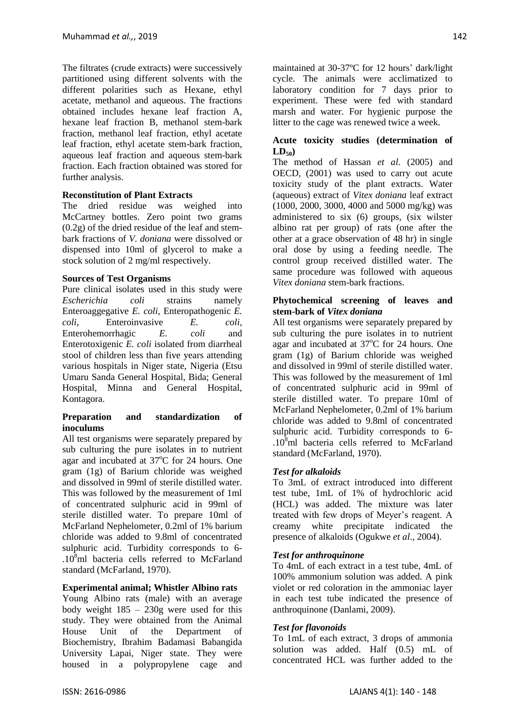The filtrates (crude extracts) were successively partitioned using different solvents with the different polarities such as Hexane, ethyl acetate, methanol and aqueous. The fractions obtained includes hexane leaf fraction A, hexane leaf fraction B, methanol stem-bark fraction, methanol leaf fraction, ethyl acetate leaf fraction, ethyl acetate stem-bark fraction, aqueous leaf fraction and aqueous stem-bark fraction. Each fraction obtained was stored for further analysis.

**Reconstitution of Plant Extracts**

The dried residue was weighed into McCartney bottles. Zero point two grams (0.2g) of the dried residue of the leaf and stem-bark fractions of *V. doniana* were dissolved or dispensed into 10ml of glycerol to make a stock solution of 2 mg/ml respectively.

**Sources of Test Organisms**

Pure clinical isolates used in this study were *Escherichia coli* strains namely Enteroaggegative *E. coli*, Enteropathogenic *E. coli*, Enteroinvasive *E. coli*, Enterohemorrhagic *E. coli* and Enterotoxigenic *E. coli* isolated from diarrheal stool of children less than five years attending various hospitals in Niger state, Nigeria (Etsu Umaru Sanda General Hospital, Bida; General Hospital, Minna and General Hospital, Kontagora.

**Preparation and standardization of inoculums**

All test organisms were separately prepared by sub culturing the pure isolates in to nutrient agar and incubated at 37$^o$C for 24 hours. One gram (1g) of Barium chloride was weighed and dissolved in 99ml of sterile distilled water. This was followed by the measurement of 1ml of concentrated sulphuric acid in 99ml of sterile distilled water. To prepare 10ml of McFarland Nephelometer, 0.2ml of 1% barium chloride was added to 9.8ml of concentrated sulphuric acid. Turbidity corresponds to 6-.10$^8$ml bacteria cells referred to McFarland standard (McFarland, 1970).

**Experimental animal; Whistler Albino rats**

Young Albino rats (male) with an average body weight 185 – 230g were used for this study. They were obtained from the Animal House Unit of the Department of Biochemistry, Ibrahim Badamasi Babangida University Lapai, Niger state. They were housed in a polypropylene cage and maintained at 30-37ºC for 12 hours' dark/light cycle. The animals were acclimatized to laboratory condition for 7 days prior to experiment. These were fed with standard marsh and water. For hygienic purpose the litter to the cage was renewed twice a week.

**Acute toxicity studies (determination of $LD_{50}$)**

The method of Hassan *et al.* (2005) and OECD, (2001) was used to carry out acute toxicity study of the plant extracts. Water (aqueous) extract of *Vitex doniana* leaf extract (1000, 2000, 3000, 4000 and 5000 mg/kg) was administered to six (6) groups, (six wilster albino rat per group) of rats (one after the other at a grace observation of 48 hr) in single oral dose by using a feeding needle. The control group received distilled water. The same procedure was followed with aqueous *Vitex doniana* stem-bark fractions.

**Phytochemical screening of leaves and stem-bark of *Vitex doniana***

All test organisms were separately prepared by sub culturing the pure isolates in to nutrient agar and incubated at 37$^o$C for 24 hours. One gram (1g) of Barium chloride was weighed and dissolved in 99ml of sterile distilled water. This was followed by the measurement of 1ml of concentrated sulphuric acid in 99ml of sterile distilled water. To prepare 10ml of McFarland Nephelometer, 0.2ml of 1% barium chloride was added to 9.8ml of concentrated sulphuric acid. Turbidity corresponds to 6-.10$^8$ml bacteria cells referred to McFarland standard (McFarland, 1970).

***Test for alkaloids***

To 3mL of extract introduced into different test tube, 1mL of 1% of hydrochloric acid (HCL) was added. The mixture was later treated with few drops of Meyer's reagent. A creamy white precipitate indicated the presence of alkaloids (Ogukwe *et al*., 2004).

***Test for anthroquinone***

To 4mL of each extract in a test tube, 4mL of 100% ammonium solution was added. A pink violet or red coloration in the ammoniac layer in each test tube indicated the presence of anthroquinone (Danlami, 2009).

***Test for flavonoids***

To 1mL of each extract, 3 drops of ammonia solution was added. Half (0.5) mL of concentrated HCL was further added to the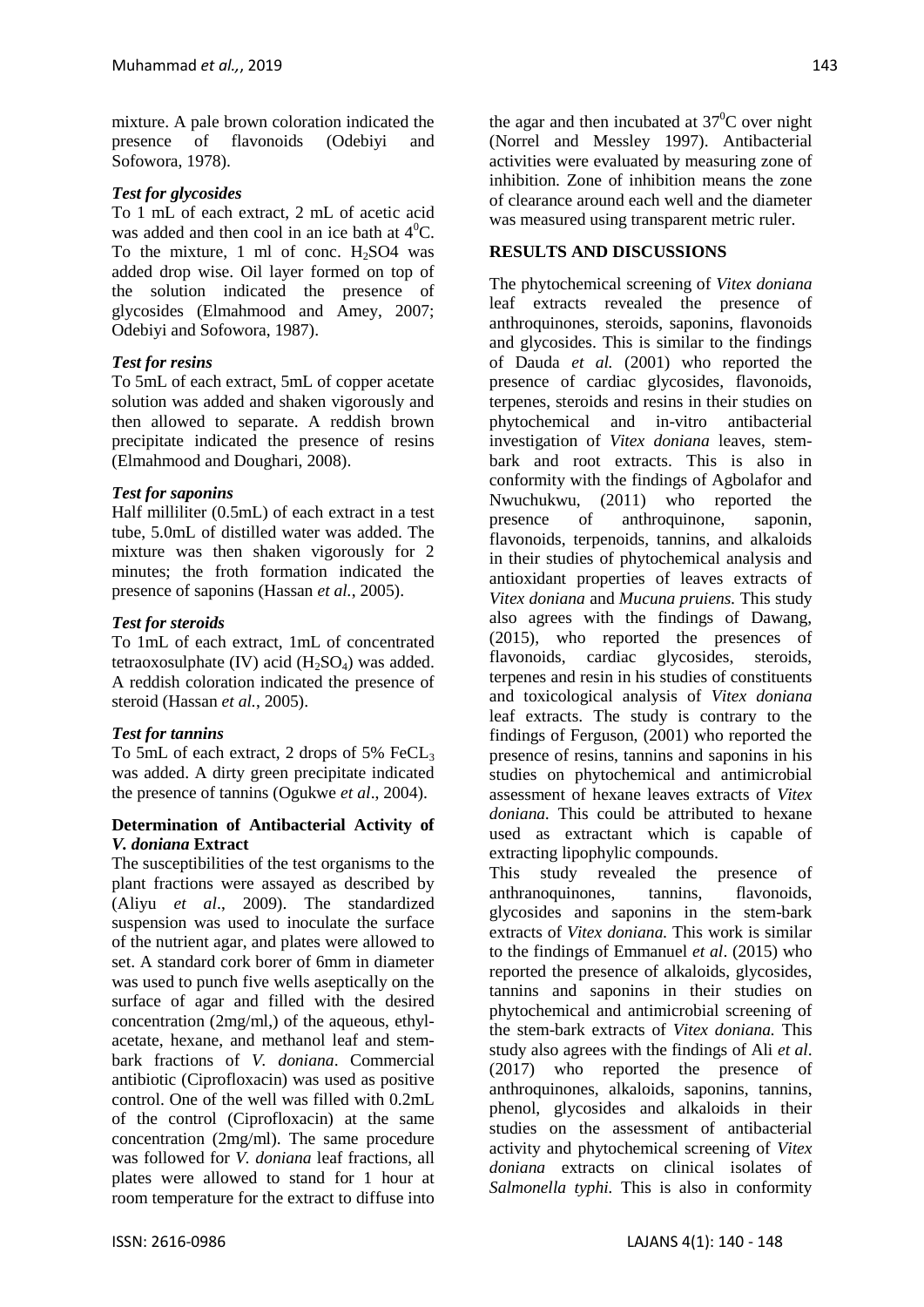mixture. A pale brown coloration indicated the presence of flavonoids (Odebiyi and Sofowora, 1978).

### *Test for glycosides*

To 1 mL of each extract, 2 mL of acetic acid was added and then cool in an ice bath at $4^0$C. To the mixture, 1 ml of conc. $H_2SO4$ was added drop wise. Oil layer formed on top of the solution indicated the presence of glycosides (Elmahmood and Amey, 2007; Odebiyi and Sofowora, 1987).

### *Test for resins*

To 5mL of each extract, 5mL of copper acetate solution was added and shaken vigorously and then allowed to separate. A reddish brown precipitate indicated the presence of resins (Elmahmood and Doughari, 2008).

### *Test for saponins*

Half milliliter (0.5mL) of each extract in a test tube, 5.0mL of distilled water was added. The mixture was then shaken vigorously for 2 minutes; the froth formation indicated the presence of saponins (Hassan *et al.*, 2005).

### *Test for steroids*

To 1mL of each extract, 1mL of concentrated tetraoxosulphate (IV) acid ($H_2SO_4$) was added. A reddish coloration indicated the presence of steroid (Hassan *et al.*, 2005).

### *Test for tannins*

To 5mL of each extract, 2 drops of 5% $FeCL_3$ was added. A dirty green precipitate indicated the presence of tannins (Ogukwe *et al*., 2004).

### Determination of Antibacterial Activity of *V. doniana* Extract

The susceptibilities of the test organisms to the plant fractions were assayed as described by (Aliyu *et al*., 2009). The standardized suspension was used to inoculate the surface of the nutrient agar, and plates were allowed to set. A standard cork borer of 6mm in diameter was used to punch five wells aseptically on the surface of agar and filled with the desired concentration (2mg/ml,) of the aqueous, ethyl-acetate, hexane, and methanol leaf and stem-bark fractions of *V. doniana*. Commercial antibiotic (Ciprofloxacin) was used as positive control. One of the well was filled with 0.2mL of the control (Ciprofloxacin) at the same concentration (2mg/ml). The same procedure was followed for *V. doniana* leaf fractions, all plates were allowed to stand for 1 hour at room temperature for the extract to diffuse into the agar and then incubated at $37^0$C over night (Norrel and Messley 1997). Antibacterial activities were evaluated by measuring zone of inhibition. Zone of inhibition means the zone of clearance around each well and the diameter was measured using transparent metric ruler.

## RESULTS AND DISCUSSIONS

The phytochemical screening of *Vitex doniana* leaf extracts revealed the presence of anthroquinones, steroids, saponins, flavonoids and glycosides. This is similar to the findings of Dauda *et al.* (2001) who reported the presence of cardiac glycosides, flavonoids, terpenes, steroids and resins in their studies on phytochemical and in-vitro antibacterial investigation of *Vitex doniana* leaves, stem-bark and root extracts. This is also in conformity with the findings of Agbolafor and Nwuchukwu, (2011) who reported the presence of anthroquinone, saponin, flavonoids, terpenoids, tannins, and alkaloids in their studies of phytochemical analysis and antioxidant properties of leaves extracts of *Vitex doniana* and *Mucuna pruiens.* This study also agrees with the findings of Dawang, (2015), who reported the presences of flavonoids, cardiac glycosides, steroids, terpenes and resin in his studies of constituents and toxicological analysis of *Vitex doniana* leaf extracts. The study is contrary to the findings of Ferguson, (2001) who reported the presence of resins, tannins and saponins in his studies on phytochemical and antimicrobial assessment of hexane leaves extracts of *Vitex doniana.* This could be attributed to hexane used as extractant which is capable of extracting lipophylic compounds.

This study revealed the presence of anthranoquinones, tannins, flavonoids, glycosides and saponins in the stem-bark extracts of *Vitex doniana.* This work is similar to the findings of Emmanuel *et al*. (2015) who reported the presence of alkaloids, glycosides, tannins and saponins in their studies on phytochemical and antimicrobial screening of the stem-bark extracts of *Vitex doniana.* This study also agrees with the findings of Ali *et al*. (2017) who reported the presence of anthroquinones, alkaloids, saponins, tannins, phenol, glycosides and alkaloids in their studies on the assessment of antibacterial activity and phytochemical screening of *Vitex doniana* extracts on clinical isolates of *Salmonella typhi.* This is also in conformity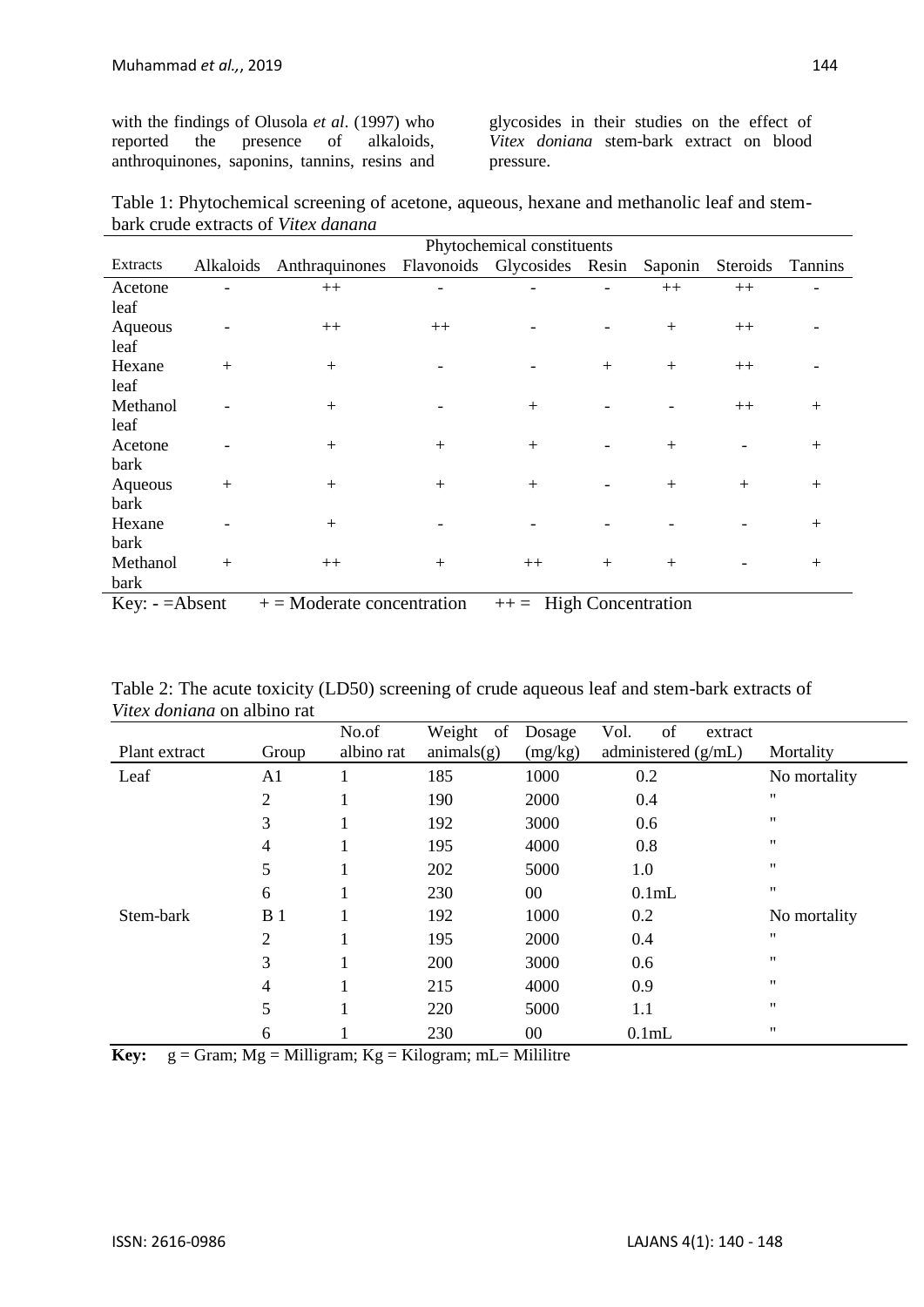with the findings of Olusola *et al*. (1997) who reported the presence of alkaloids, anthroquinones, saponins, tannins, resins and glycosides in their studies on the effect of *Vitex doniana* stem-bark extract on blood pressure.

Table 1: Phytochemical screening of acetone, aqueous, hexane and methanolic leaf and stem-bark crude extracts of *Vitex danana*

| | Phytochemical constituents | | | | | | | |
|---|---|---|---|---|---|---|---|---|
| Extracts | Alkaloids | Anthraquinones | Flavonoids | Glycosides | Resin | Saponin | Steroids | Tannins |
| Acetone leaf | - | ++ | - | - | - | ++ | ++ | - |
| Aqueous leaf | - | ++ | ++ | - | - | + | ++ | - |
| Hexane leaf | + | + | - | - | + | + | ++ | - |
| Methanol leaf | - | + | - | + | - | - | ++ | + |
| Acetone bark | - | + | + | + | - | + | - | + |
| Aqueous bark | + | + | + | + | - | + | + | + |
| Hexane bark | - | + | - | - | - | - | - | + |
| Methanol bark | + | ++ | + | ++ | + | + | - | + |

Key: - =Absent + = Moderate concentration ++ = High Concentration

Table 2: The acute toxicity (LD50) screening of crude aqueous leaf and stem-bark extracts of *Vitex doniana* on albino rat

| Plant extract | Group | No.of albino rat | Weight of animals(g) | Dosage (mg/kg) | Vol. of extract administered (g/mL) | Mortality |
|---|---|---|---|---|---|---|
| Leaf | A1 | 1 | 185 | 1000 | 0.2 | No mortality |
| | 2 | 1 | 190 | 2000 | 0.4 | " |
| | 3 | 1 | 192 | 3000 | 0.6 | " |
| | 4 | 1 | 195 | 4000 | 0.8 | " |
| | 5 | 1 | 202 | 5000 | 1.0 | " |
| | 6 | 1 | 230 | 00 | 0.1mL | " |
| Stem-bark | B 1 | 1 | 192 | 1000 | 0.2 | No mortality |
| | 2 | 1 | 195 | 2000 | 0.4 | " |
| | 3 | 1 | 200 | 3000 | 0.6 | " |
| | 4 | 1 | 215 | 4000 | 0.9 | " |
| | 5 | 1 | 220 | 5000 | 1.1 | " |
| | 6 | 1 | 230 | 00 | 0.1mL | " |

**Key:** g = Gram; Mg = Milligram; Kg = Kilogram; mL= Mililitre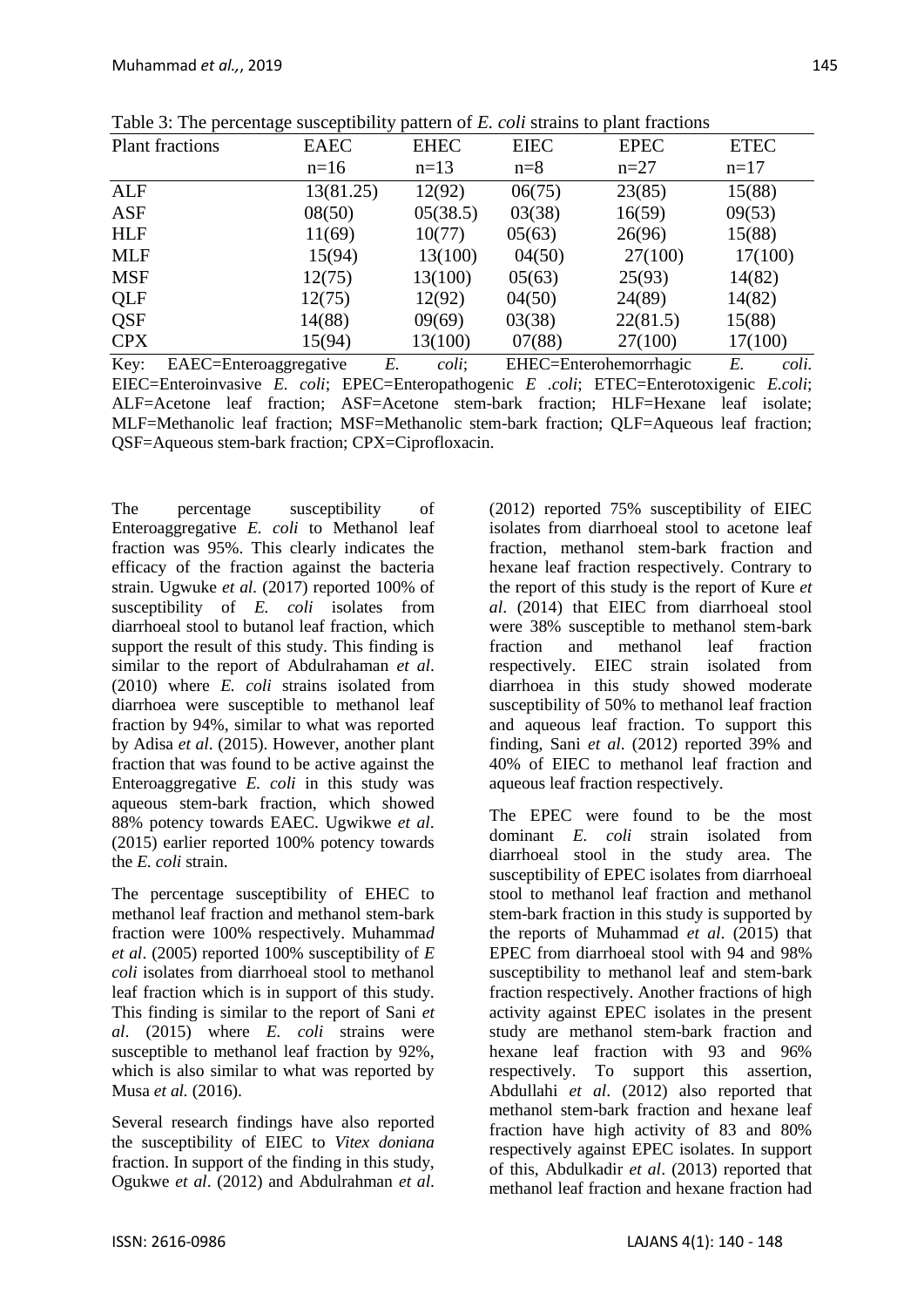Table 3: The percentage susceptibility pattern of *E. coli* strains to plant fractions

| Plant fractions | EAEC n=16 | EHEC n=13 | EIEC n=8 | EPEC n=27 | ETEC n=17 |
|---|---|---|---|---|---|
| ALF | 13(81.25) | 12(92) | 06(75) | 23(85) | 15(88) |
| ASF | 08(50) | 05(38.5) | 03(38) | 16(59) | 09(53) |
| HLF | 11(69) | 10(77) | 05(63) | 26(96) | 15(88) |
| MLF | 15(94) | 13(100) | 04(50) | 27(100) | 17(100) |
| MSF | 12(75) | 13(100) | 05(63) | 25(93) | 14(82) |
| QLF | 12(75) | 12(92) | 04(50) | 24(89) | 14(82) |
| QSF | 14(88) | 09(69) | 03(38) | 22(81.5) | 15(88) |
| CPX | 15(94) | 13(100) | 07(88) | 27(100) | 17(100) |

Key: EAEC=Enteroaggregative *E. coli*; EHEC=Enterohemorrhagic *E. coli*. EIEC=Enteroinvasive *E. coli*; EPEC=Enteropathogenic *E .coli*; ETEC=Enterotoxigenic *E.coli*; ALF=Acetone leaf fraction; ASF=Acetone stem-bark fraction; HLF=Hexane leaf isolate; MLF=Methanolic leaf fraction; MSF=Methanolic stem-bark fraction; QLF=Aqueous leaf fraction; QSF=Aqueous stem-bark fraction; CPX=Ciprofloxacin.

The percentage susceptibility of Enteroaggregative *E. coli* to Methanol leaf fraction was 95%. This clearly indicates the efficacy of the fraction against the bacteria strain. Ugwuke *et al*. (2017) reported 100% of susceptibility of *E. coli* isolates from diarrhoeal stool to butanol leaf fraction, which support the result of this study. This finding is similar to the report of Abdulrahaman *et al*. (2010) where *E. coli* strains isolated from diarrhoea were susceptible to methanol leaf fraction by 94%, similar to what was reported by Adisa *et al*. (2015). However, another plant fraction that was found to be active against the Enteroaggregative *E. coli* in this study was aqueous stem-bark fraction, which showed 88% potency towards EAEC. Ugwikwe *et al*. (2015) earlier reported 100% potency towards the *E. coli* strain.

The percentage susceptibility of EHEC to methanol leaf fraction and methanol stem-bark fraction were 100% respectively. Muhammad *et al*. (2005) reported 100% susceptibility of *E coli* isolates from diarrhoeal stool to methanol leaf fraction which is in support of this study. This finding is similar to the report of Sani *et al*. (2015) where *E. coli* strains were susceptible to methanol leaf fraction by 92%, which is also similar to what was reported by Musa *et al.* (2016).

Several research findings have also reported the susceptibility of EIEC to *Vitex doniana* fraction. In support of the finding in this study, Ogukwe *et al*. (2012) and Abdulrahman *et al.* (2012) reported 75% susceptibility of EIEC isolates from diarrhoeal stool to acetone leaf fraction, methanol stem-bark fraction and hexane leaf fraction respectively. Contrary to the report of this study is the report of Kure *et al*. (2014) that EIEC from diarrhoeal stool were 38% susceptible to methanol stem-bark fraction and methanol leaf fraction respectively. EIEC strain isolated from diarrhoea in this study showed moderate susceptibility of 50% to methanol leaf fraction and aqueous leaf fraction. To support this finding, Sani *et al*. (2012) reported 39% and 40% of EIEC to methanol leaf fraction and aqueous leaf fraction respectively.

The EPEC were found to be the most dominant *E. coli* strain isolated from diarrhoeal stool in the study area. The susceptibility of EPEC isolates from diarrhoeal stool to methanol leaf fraction and methanol stem-bark fraction in this study is supported by the reports of Muhammad *et al*. (2015) that EPEC from diarrhoeal stool with 94 and 98% susceptibility to methanol leaf and stem-bark fraction respectively. Another fractions of high activity against EPEC isolates in the present study are methanol stem-bark fraction and hexane leaf fraction with 93 and 96% respectively. To support this assertion, Abdullahi *et al*. (2012) also reported that methanol stem-bark fraction and hexane leaf fraction have high activity of 83 and 80% respectively against EPEC isolates. In support of this, Abdulkadir *et al*. (2013) reported that methanol leaf fraction and hexane fraction had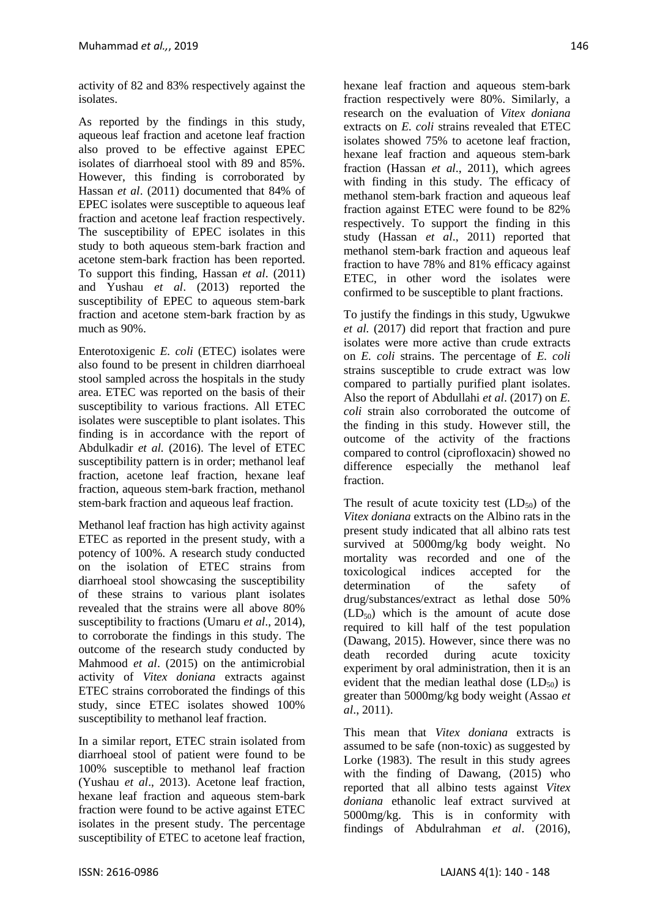activity of 82 and 83% respectively against the isolates.

As reported by the findings in this study, aqueous leaf fraction and acetone leaf fraction also proved to be effective against EPEC isolates of diarrhoeal stool with 89 and 85%. However, this finding is corroborated by Hassan *et al*. (2011) documented that 84% of EPEC isolates were susceptible to aqueous leaf fraction and acetone leaf fraction respectively. The susceptibility of EPEC isolates in this study to both aqueous stem-bark fraction and acetone stem-bark fraction has been reported. To support this finding, Hassan *et al*. (2011) and Yushau *et al*. (2013) reported the susceptibility of EPEC to aqueous stem-bark fraction and acetone stem-bark fraction by as much as 90%.

Enterotoxigenic *E. coli* (ETEC) isolates were also found to be present in children diarrhoeal stool sampled across the hospitals in the study area. ETEC was reported on the basis of their susceptibility to various fractions. All ETEC isolates were susceptible to plant isolates. This finding is in accordance with the report of Abdulkadir *et al.* (2016). The level of ETEC susceptibility pattern is in order; methanol leaf fraction, acetone leaf fraction, hexane leaf fraction, aqueous stem-bark fraction, methanol stem-bark fraction and aqueous leaf fraction.

Methanol leaf fraction has high activity against ETEC as reported in the present study, with a potency of 100%. A research study conducted on the isolation of ETEC strains from diarrhoeal stool showcasing the susceptibility of these strains to various plant isolates revealed that the strains were all above 80% susceptibility to fractions (Umaru *et al*., 2014), to corroborate the findings in this study. The outcome of the research study conducted by Mahmood *et al*. (2015) on the antimicrobial activity of *Vitex doniana* extracts against ETEC strains corroborated the findings of this study, since ETEC isolates showed 100% susceptibility to methanol leaf fraction.

In a similar report, ETEC strain isolated from diarrhoeal stool of patient were found to be 100% susceptible to methanol leaf fraction (Yushau *et al*., 2013). Acetone leaf fraction, hexane leaf fraction and aqueous stem-bark fraction were found to be active against ETEC isolates in the present study. The percentage susceptibility of ETEC to acetone leaf fraction, hexane leaf fraction and aqueous stem-bark fraction respectively were 80%. Similarly, a research on the evaluation of *Vitex doniana* extracts on *E. coli* strains revealed that ETEC isolates showed 75% to acetone leaf fraction, hexane leaf fraction and aqueous stem-bark fraction (Hassan *et al*., 2011), which agrees with finding in this study. The efficacy of methanol stem-bark fraction and aqueous leaf fraction against ETEC were found to be 82% respectively. To support the finding in this study (Hassan *et al*., 2011) reported that methanol stem-bark fraction and aqueous leaf fraction to have 78% and 81% efficacy against ETEC, in other word the isolates were confirmed to be susceptible to plant fractions.

To justify the findings in this study, Ugwukwe *et al.* (2017) did report that fraction and pure isolates were more active than crude extracts on *E. coli* strains. The percentage of *E. coli* strains susceptible to crude extract was low compared to partially purified plant isolates. Also the report of Abdullahi *et al*. (2017) on *E. coli* strain also corroborated the outcome of the finding in this study. However still, the outcome of the activity of the fractions compared to control (ciprofloxacin) showed no difference especially the methanol leaf fraction.

The result of acute toxicity test ($LD_{50}$) of the *Vitex doniana* extracts on the Albino rats in the present study indicated that all albino rats test survived at 5000mg/kg body weight. No mortality was recorded and one of the toxicological indices accepted for the determination of the safety of drug/substances/extract as lethal dose 50% ($LD_{50}$) which is the amount of acute dose required to kill half of the test population (Dawang, 2015). However, since there was no death recorded during acute toxicity experiment by oral administration, then it is an evident that the median leathal dose ($LD_{50}$) is greater than 5000mg/kg body weight (Assao *et al*., 2011).

This mean that *Vitex doniana* extracts is assumed to be safe (non-toxic) as suggested by Lorke (1983). The result in this study agrees with the finding of Dawang, (2015) who reported that all albino tests against *Vitex doniana* ethanolic leaf extract survived at 5000mg/kg. This is in conformity with findings of Abdulrahman *et al*. (2016),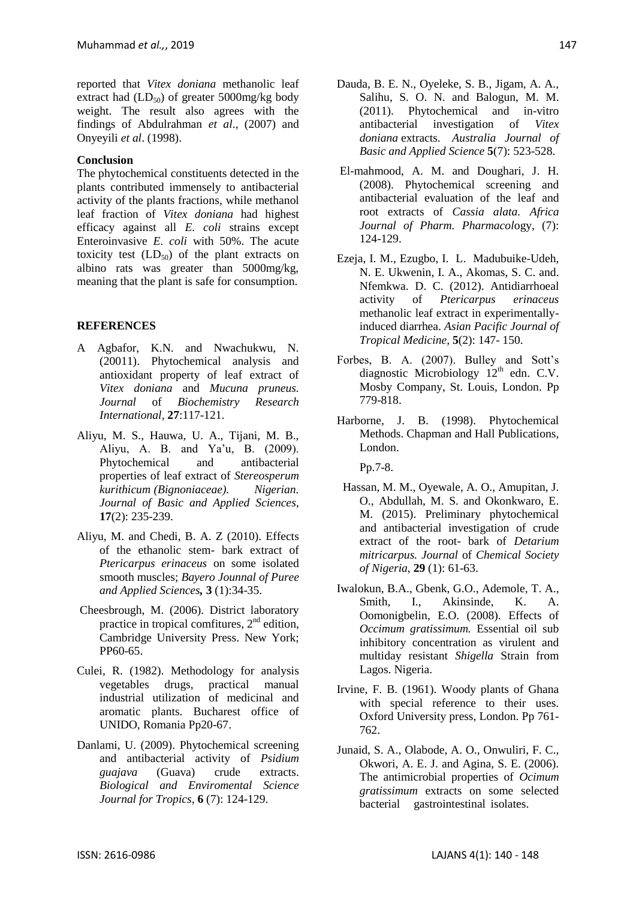reported that *Vitex doniana* methanolic leaf extract had ($LD_{50}$) of greater 5000mg/kg body weight. The result also agrees with the findings of Abdulrahman *et al*., (2007) and Onyeyili *et al*. (1998).

**Conclusion**

The phytochemical constituents detected in the plants contributed immensely to antibacterial activity of the plants fractions, while methanol leaf fraction of *Vitex doniana* had highest efficacy against all *E. coli* strains except Enteroinvasive *E. coli* with 50%. The acute toxicity test ($LD_{50}$) of the plant extracts on albino rats was greater than 5000mg/kg, meaning that the plant is safe for consumption.

**REFERENCES**

A Agbafor, K.N. and Nwachukwu, N. (20011). Phytochemical analysis and antioxidant property of leaf extract of *Vitex doniana* and *Mucuna pruneus. Journal* of *Biochemistry Research International*, **27**:117-121.

Aliyu, M. S., Hauwa, U. A., Tijani, M. B., Aliyu, A. B. and Ya'u, B. (2009). Phytochemical and antibacterial properties of leaf extract of *Stereosperum kurithicum (Bignoniaceae). Nigerian. Journal of Basic and Applied Sciences*, **17**(2): 235-239.

Aliyu, M. and Chedi, B. A. Z (2010). Effects of the ethanolic stem- bark extract of *Ptericarpus erinaceus* on some isolated smooth muscles; *Bayero Jounnal of Puree and Applied Sciences*, **3** (1):34-35.

Cheesbrough, M. (2006). District laboratory practice in tropical comfitures, 2nd edition, Cambridge University Press. New York; PP60-65.

Culei, R. (1982). Methodology for analysis vegetables drugs, practical manual industrial utilization of medicinal and aromatic plants. Bucharest office of UNIDO, Romania Pp20-67.

Danlami, U. (2009). Phytochemical screening and antibacterial activity of *Psidium guajava* (Guava) crude extracts. *Biological and Enviromental Science Journal for Tropics*, **6** (7): 124-129.

Dauda, B. E. N., Oyeleke, S. B., Jigam, A. A., Salihu, S. O. N. and Balogun, M. M. (2011). Phytochemical and in-vitro antibacterial investigation of *Vitex doniana* extracts. *Australia Journal of Basic and Applied Science* **5**(7): 523-528.

El-mahmood, A. M. and Doughari, J. H. (2008). Phytochemical screening and antibacterial evaluation of the leaf and root extracts of *Cassia alata. Africa Journal of Pharm. Pharmaco*logy, (7): 124-129.

Ezeja, I. M., Ezugbo, I. L. Madubuike-Udeh, N. E. Ukwenin, I. A., Akomas, S. C. and. Nfemkwa. D. C. (2012). Antidiarrhoeal activity of *Ptericarpus erinaceus* methanolic leaf extract in experimentally-induced diarrhea. *Asian Pacific Journal of Tropical Medicine*, **5**(2): 147- 150.

Forbes, B. A. (2007). Bulley and Sott's diagnostic Microbiology 12th edn. C.V. Mosby Company, St. Louis, London. Pp 779-818.

Harborne, J. B. (1998). Phytochemical Methods. Chapman and Hall Publications, London.

Pp.7-8.

Hassan, M. M., Oyewale, A. O., Amupitan, J. O., Abdullah, M. S. and Okonkwaro, E. M. (2015). Preliminary phytochemical and antibacterial investigation of crude extract of the root- bark of *Detarium mitricarpus. Journal* of *Chemical Society of Nigeria*, **29** (1): 61-63.

Iwalokun, B.A., Gbenk, G.O., Ademole, T. A., Smith, I., Akinsinde, K. A. Oomonigbelin, E.O. (2008). Effects of *Occimum gratissimum.* Essential oil sub inhibitory concentration as virulent and multiday resistant *Shigella* Strain from Lagos. Nigeria.

Irvine, F. B. (1961). Woody plants of Ghana with special reference to their uses. Oxford University press, London. Pp 761-762.

Junaid, S. A., Olabode, A. O., Onwuliri, F. C., Okwori, A. E. J. and Agina, S. E. (2006). The antimicrobial properties of *Ocimum gratissimum* extracts on some selected bacterial gastrointestinal isolates.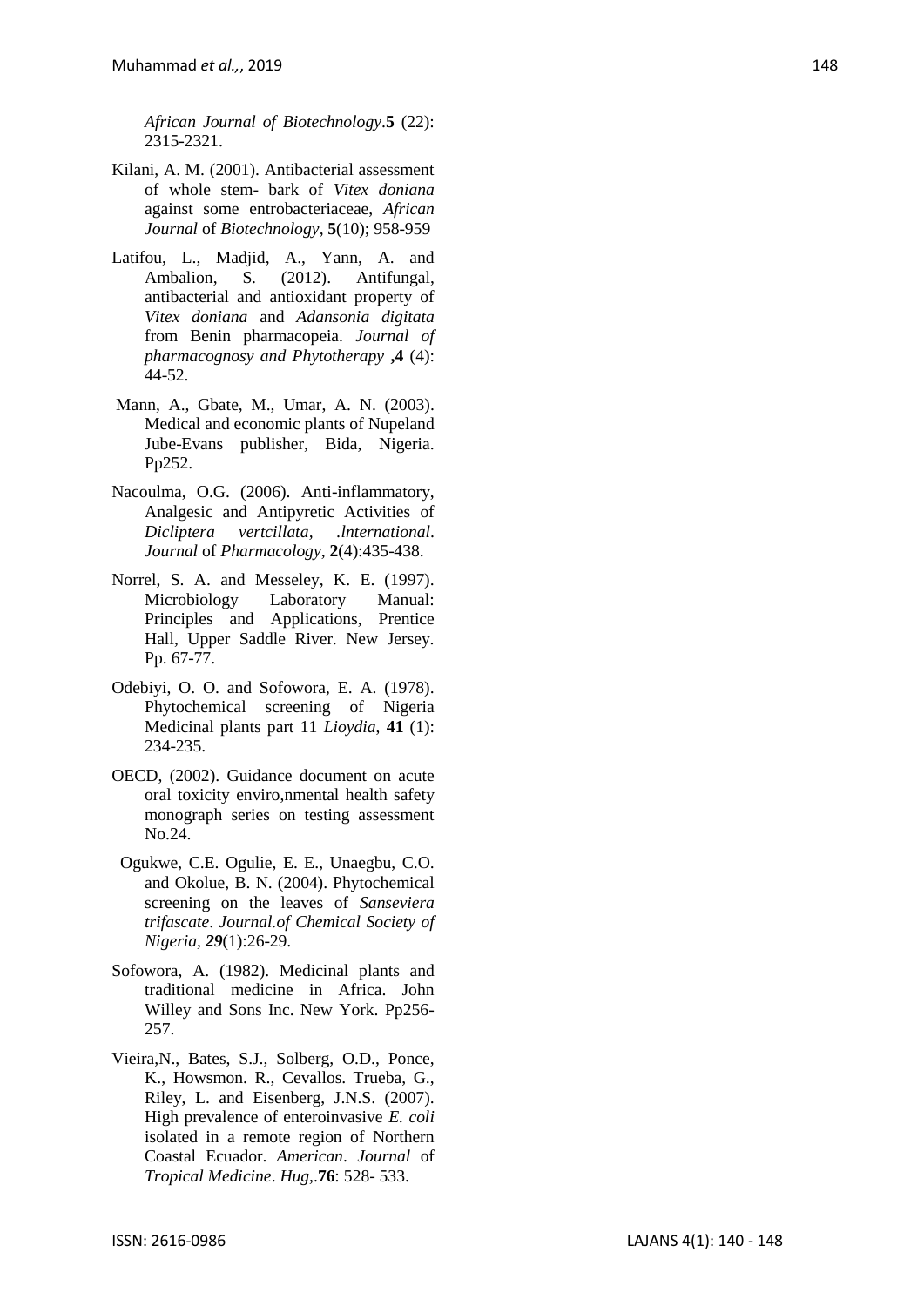*African Journal of Biotechnology*.**5** (22): 2315-2321.

Kilani, A. M. (2001). Antibacterial assessment of whole stem- bark of *Vitex doniana* against some entrobacteriaceae, *African Journal* of *Biotechnology*, **5**(10); 958-959

Latifou, L., Madjid, A., Yann, A. and Ambalion, S. (2012). Antifungal, antibacterial and antioxidant property of *Vitex doniana* and *Adansonia digitata* from Benin pharmacopeia. *Journal of pharmacognosy and Phytotherapy* **,4** (4): 44-52.

Mann, A., Gbate, M., Umar, A. N. (2003). Medical and economic plants of Nupeland Jube-Evans publisher, Bida, Nigeria. Pp252.

Nacoulma, O.G. (2006). Anti-inflammatory, Analgesic and Antipyretic Activities of *Dicliptera vertcillata*, *.lnternational*. *Journal* of *Pharmacology*, **2**(4):435-438.

Norrel, S. A. and Messeley, K. E. (1997). Microbiology Laboratory Manual: Principles and Applications, Prentice Hall, Upper Saddle River. New Jersey. Pp. 67-77.

Odebiyi, O. O. and Sofowora, E. A. (1978). Phytochemical screening of Nigeria Medicinal plants part 11 *Lioydia*, **41** (1): 234-235.

OECD, (2002). Guidance document on acute oral toxicity enviro,nmental health safety monograph series on testing assessment No.24.

Ogukwe, C.E. Ogulie, E. E., Unaegbu, C.O. and Okolue, B. N. (2004). Phytochemical screening on the leaves of *Sanseviera trifascate*. *Journal.of Chemical Society of Nigeria*, ***29***(1):26-29.

Sofowora, A. (1982). Medicinal plants and traditional medicine in Africa. John Willey and Sons Inc. New York. Pp256-257.

Vieira,N., Bates, S.J., Solberg, O.D., Ponce, K., Howsmon. R., Cevallos. Trueba, G., Riley, L. and Eisenberg, J.N.S. (2007). High prevalence of enteroinvasive *E. coli* isolated in a remote region of Northern Coastal Ecuador. *American*. *Journal* of *Tropical Medicine*. *Hug*,.**76**: 528- 533.